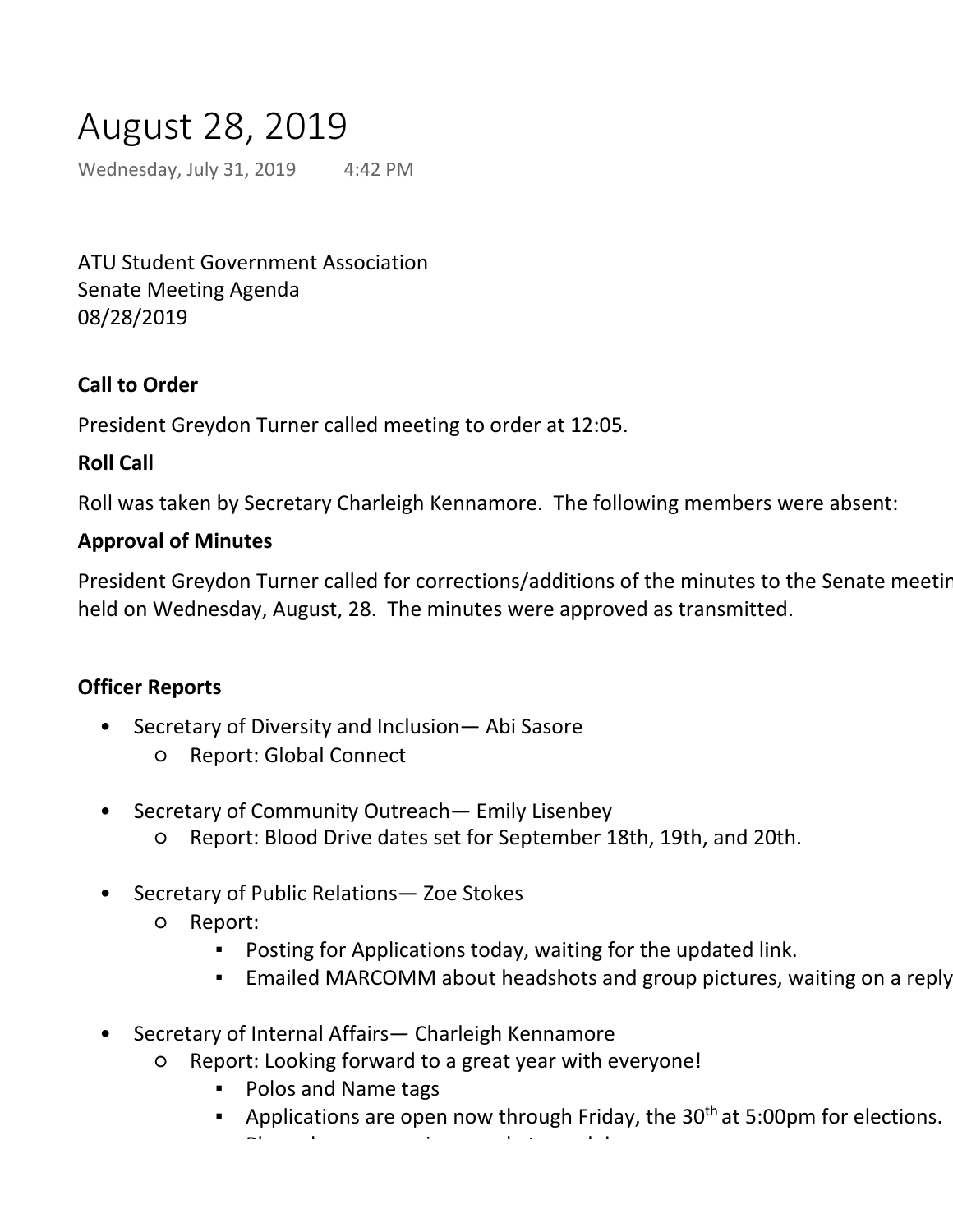# August 28, 2019

Wednesday, July 31, 2019 4:42 PM

ATU Student Government Association
Senate Meeting Agenda
08/28/2019

**Call to Order**

President Greydon Turner called meeting to order at 12:05.

**Roll Call**

Roll was taken by Secretary Charleigh Kennamore. The following members were absent:

**Approval of Minutes**

President Greydon Turner called for corrections/additions of the minutes to the Senate meetin held on Wednesday, August, 28. The minutes were approved as transmitted.

**Officer Reports**

- Secretary of Diversity and Inclusion— Abi Sasore
  - Report: Global Connect
- Secretary of Community Outreach— Emily Lisenbey
  - Report: Blood Drive dates set for September 18th, 19th, and 20th.
- Secretary of Public Relations— Zoe Stokes
  - Report:
    - Posting for Applications today, waiting for the updated link.
    - Emailed MARCOMM about headshots and group pictures, waiting on a reply
- Secretary of Internal Affairs— Charleigh Kennamore
  - Report: Looking forward to a great year with everyone!
    - Polos and Name tags
    - Applications are open now through Friday, the 30th at 5:00pm for elections.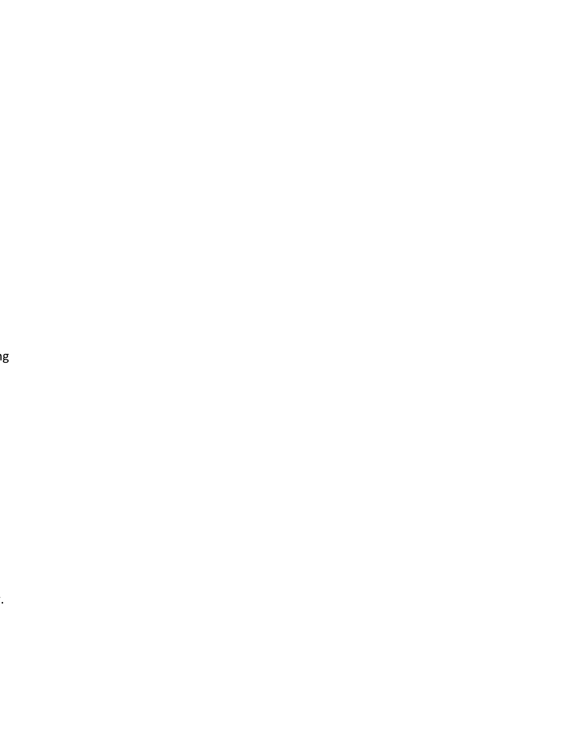ng

.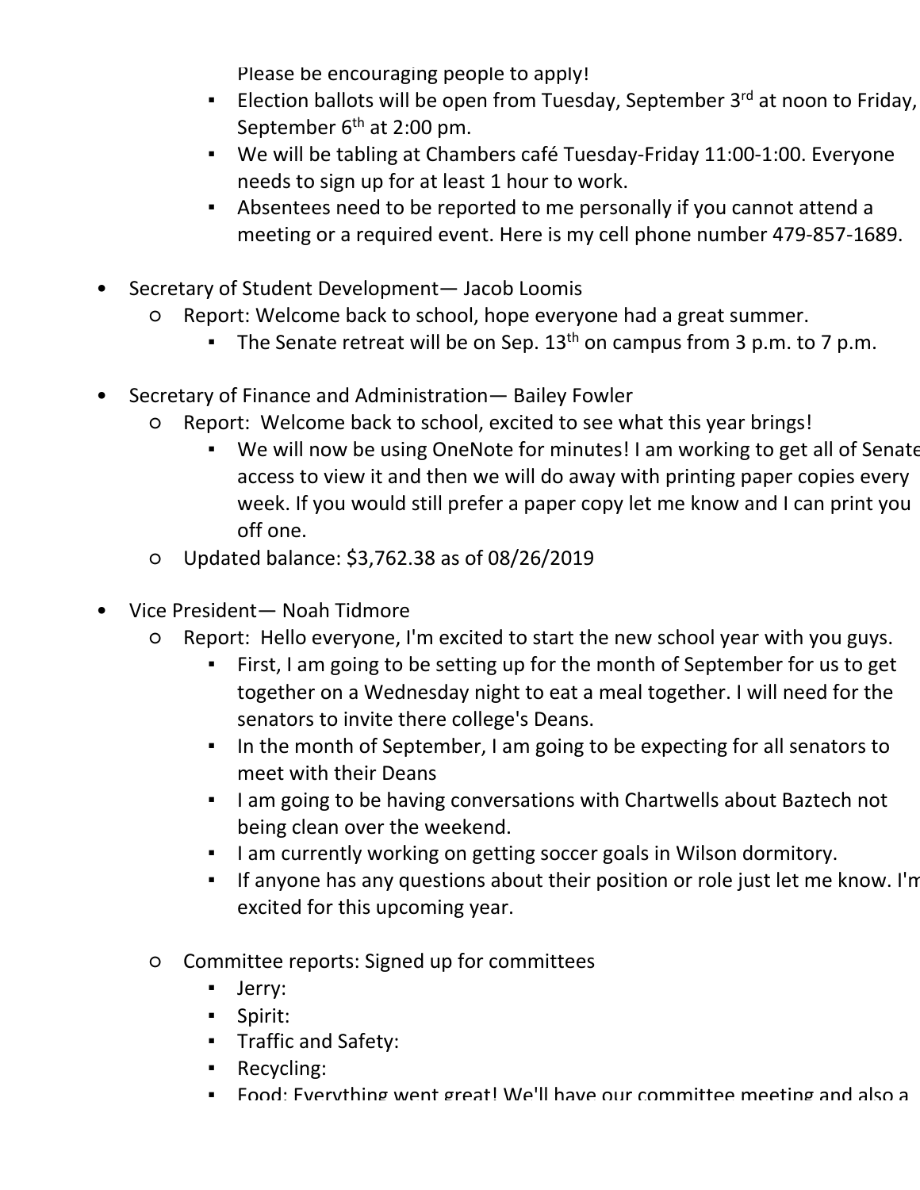Please be encouraging people to apply!
    - Election ballots will be open from Tuesday, September 3rd at noon to Friday, September 6th at 2:00 pm.
    - We will be tabling at Chambers café Tuesday-Friday 11:00-1:00. Everyone needs to sign up for at least 1 hour to work.
    - Absentees need to be reported to me personally if you cannot attend a meeting or a required event. Here is my cell phone number 479-857-1689.

- Secretary of Student Development— Jacob Loomis
  - Report: Welcome back to school, hope everyone had a great summer.
    - The Senate retreat will be on Sep. 13th on campus from 3 p.m. to 7 p.m.

- Secretary of Finance and Administration— Bailey Fowler
  - Report: Welcome back to school, excited to see what this year brings!
    - We will now be using OneNote for minutes! I am working to get all of Senate access to view it and then we will do away with printing paper copies every week. If you would still prefer a paper copy let me know and I can print you off one.
  - Updated balance: $3,762.38 as of 08/26/2019

- Vice President— Noah Tidmore
  - Report: Hello everyone, I'm excited to start the new school year with you guys.
    - First, I am going to be setting up for the month of September for us to get together on a Wednesday night to eat a meal together. I will need for the senators to invite there college's Deans.
    - In the month of September, I am going to be expecting for all senators to meet with their Deans
    - I am going to be having conversations with Chartwells about Baztech not being clean over the weekend.
    - I am currently working on getting soccer goals in Wilson dormitory.
    - If anyone has any questions about their position or role just let me know. I'm excited for this upcoming year.

  - Committee reports: Signed up for committees
    - Jerry:
    - Spirit:
    - Traffic and Safety:
    - Recycling:
    - Food: Everything went great! We'll have our committee meeting and also a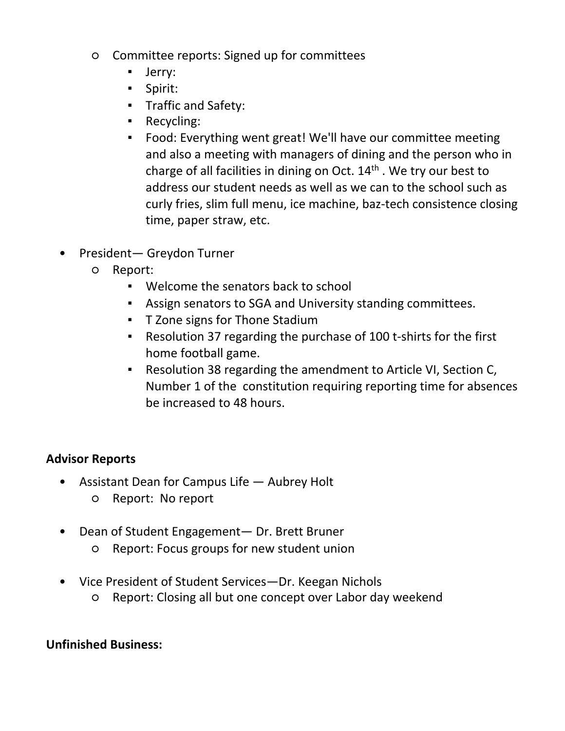- Committee reports: Signed up for committees
    - Jerry:
    - Spirit:
    - Traffic and Safety:
    - Recycling:
    - Food: Everything went great! We'll have our committee meeting and also a meeting with managers of dining and the person who in charge of all facilities in dining on Oct. 14th . We try our best to address our student needs as well as we can to the school such as curly fries, slim full menu, ice machine, baz-tech consistence closing time, paper straw, etc.

- President— Greydon Turner
    - Report:
        - Welcome the senators back to school
        - Assign senators to SGA and University standing committees.
        - T Zone signs for Thone Stadium
        - Resolution 37 regarding the purchase of 100 t-shirts for the first home football game.
        - Resolution 38 regarding the amendment to Article VI, Section C, Number 1 of the constitution requiring reporting time for absences be increased to 48 hours.

**Advisor Reports**

- Assistant Dean for Campus Life — Aubrey Holt
    - Report: No report

- Dean of Student Engagement— Dr. Brett Bruner
    - Report: Focus groups for new student union

- Vice President of Student Services—Dr. Keegan Nichols
    - Report: Closing all but one concept over Labor day weekend

**Unfinished Business:**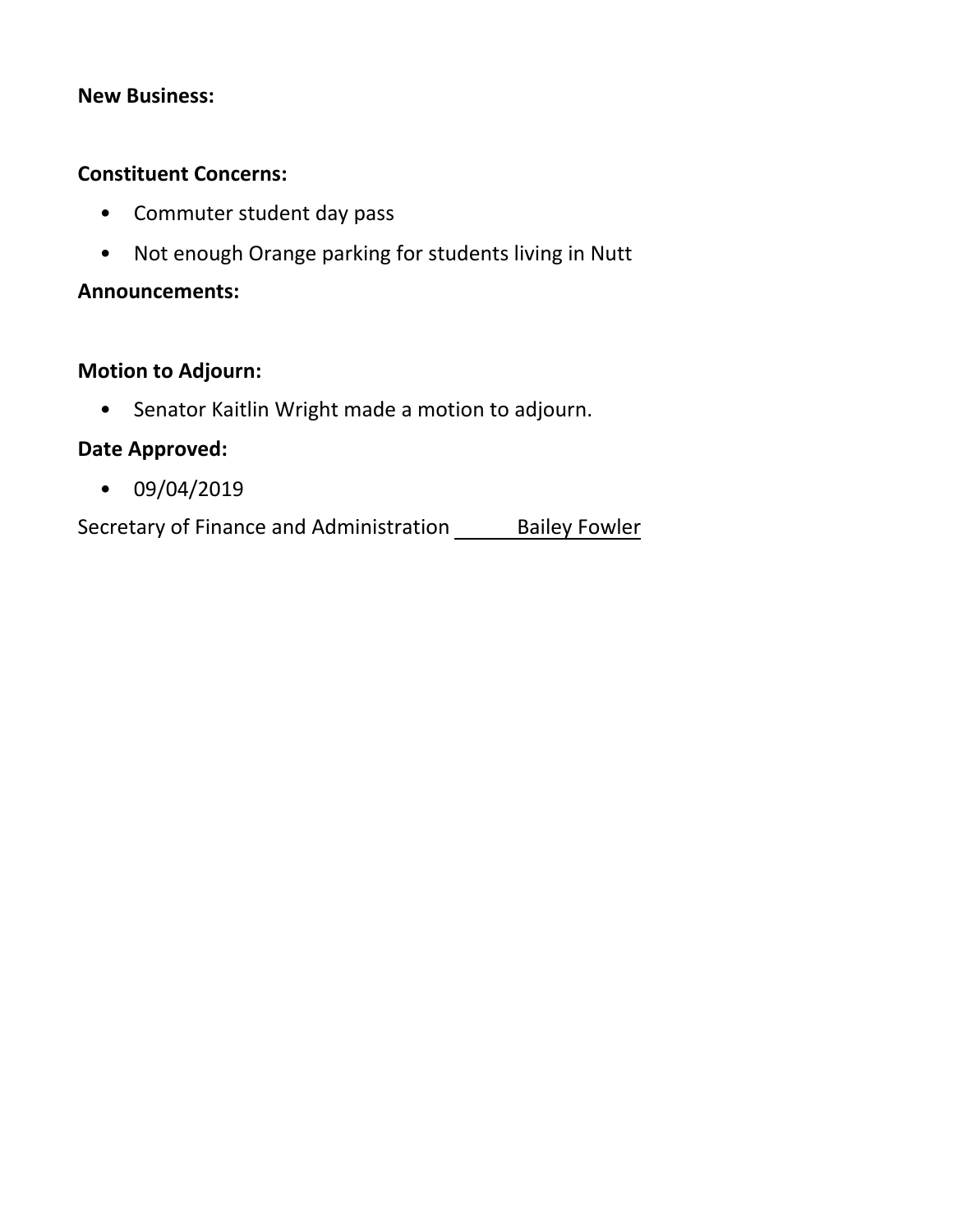**New Business:**

**Constituent Concerns:**

- Commuter student day pass
- Not enough Orange parking for students living in Nutt

**Announcements:**

**Motion to Adjourn:**

- Senator Kaitlin Wright made a motion to adjourn.

**Date Approved:**

- 09/04/2019

Secretary of Finance and Administration Bailey Fowler